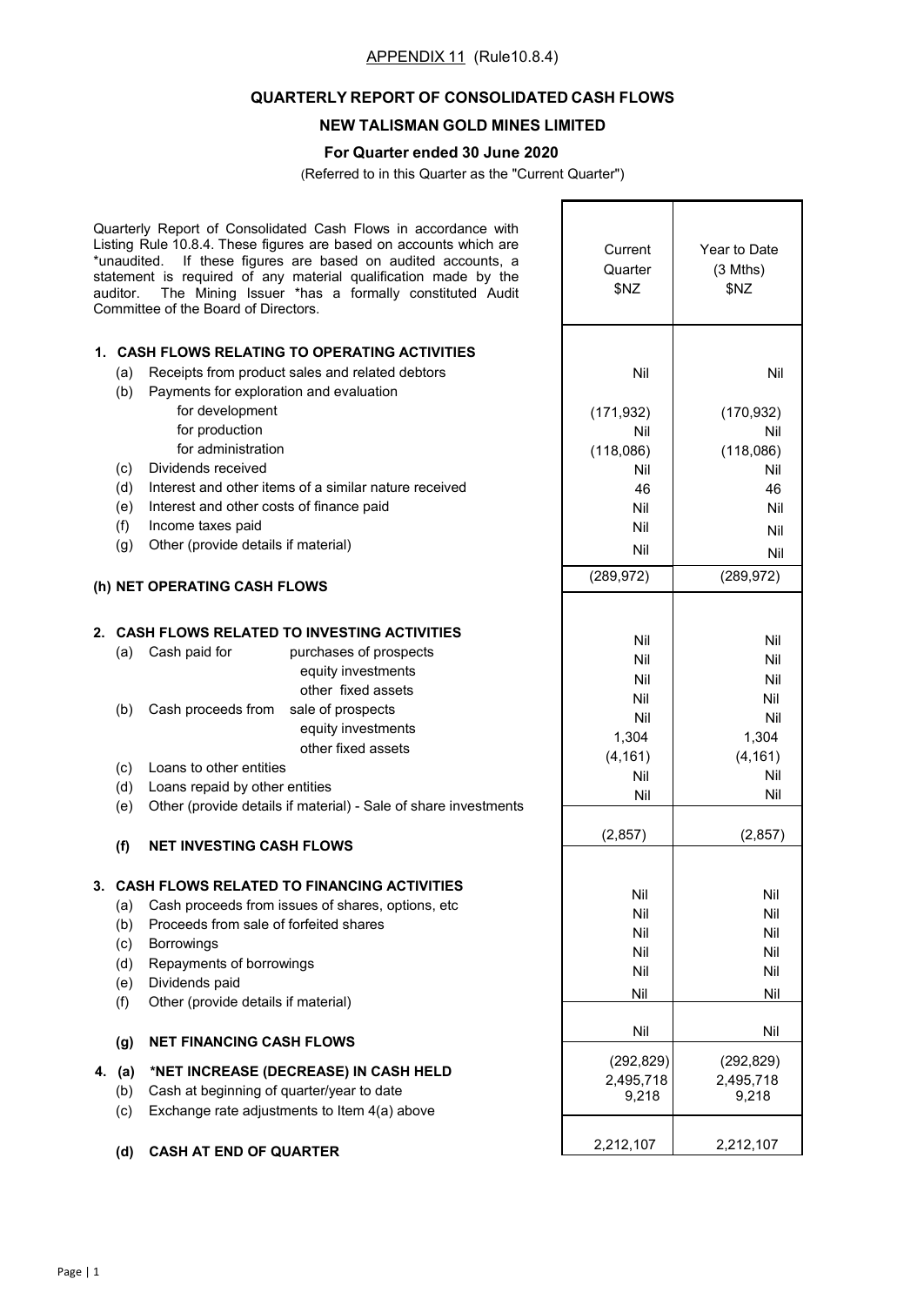APPENDIX 11 (Rule10.8.4)

## QUARTERLY REPORT OF CONSOLIDATED CASH FLOWS

## NEW TALISMAN GOLD MINES LIMITED

### For Quarter ended 30 June 2020

(Referred to in this Quarter as the "Current Quarter")

| Quarterly Report of Consolidated Cash Flows in accordance with Listing Rule 10.8.4. These figures are based on accounts which are *unaudited. If these figures are based on audited accounts, a statement is required of any material qualification made by the auditor. The Mining Issuer *has a formally constituted Audit Committee of the Board of Directors. | Current Quarter $NZ | Year to Date (3 Mths) $NZ |
|---|---|---|
| **1. CASH FLOWS RELATING TO OPERATING ACTIVITIES** | | |
| (a) Receipts from product sales and related debtors | Nil | Nil |
| (b) Payments for exploration and evaluation | | |
| for development | (171,932) | (170,932) |
| for production | Nil | Nil |
| for administration | (118,086) | (118,086) |
| (c) Dividends received | Nil | Nil |
| (d) Interest and other items of a similar nature received | 46 | 46 |
| (e) Interest and other costs of finance paid | Nil | Nil |
| (f) Income taxes paid | Nil | Nil |
| (g) Other (provide details if material) | Nil | Nil |
| **(h) NET OPERATING CASH FLOWS** | (289,972) | (289,972) |
| **2. CASH FLOWS RELATED TO INVESTING ACTIVITIES** | | |
| (a) Cash paid for purchases of prospects | Nil | Nil |
| equity investments | Nil | Nil |
| other fixed assets | Nil | Nil |
| (b) Cash proceeds from sale of prospects | Nil | Nil |
| equity investments | Nil | Nil |
| other fixed assets | 1,304 | 1,304 |
| (c) Loans to other entities | (4,161) | (4,161) |
| (d) Loans repaid by other entities | Nil | Nil |
| (e) Other (provide details if material) - Sale of share investments | Nil | Nil |
| **(f) NET INVESTING CASH FLOWS** | (2,857) | (2,857) |
| **3. CASH FLOWS RELATED TO FINANCING ACTIVITIES** | | |
| (a) Cash proceeds from issues of shares, options, etc | Nil | Nil |
| (b) Proceeds from sale of forfeited shares | Nil | Nil |
| (c) Borrowings | Nil | Nil |
| (d) Repayments of borrowings | Nil | Nil |
| (e) Dividends paid | Nil | Nil |
| (f) Other (provide details if material) | Nil | Nil |
| **(g) NET FINANCING CASH FLOWS** | Nil | Nil |
| **4. (a) *NET INCREASE (DECREASE) IN CASH HELD** | (292,829) | (292,829) |
| (b) Cash at beginning of quarter/year to date | 2,495,718 | 2,495,718 |
| (c) Exchange rate adjustments to Item 4(a) above | 9,218 | 9,218 |
| **(d) CASH AT END OF QUARTER** | 2,212,107 | 2,212,107 |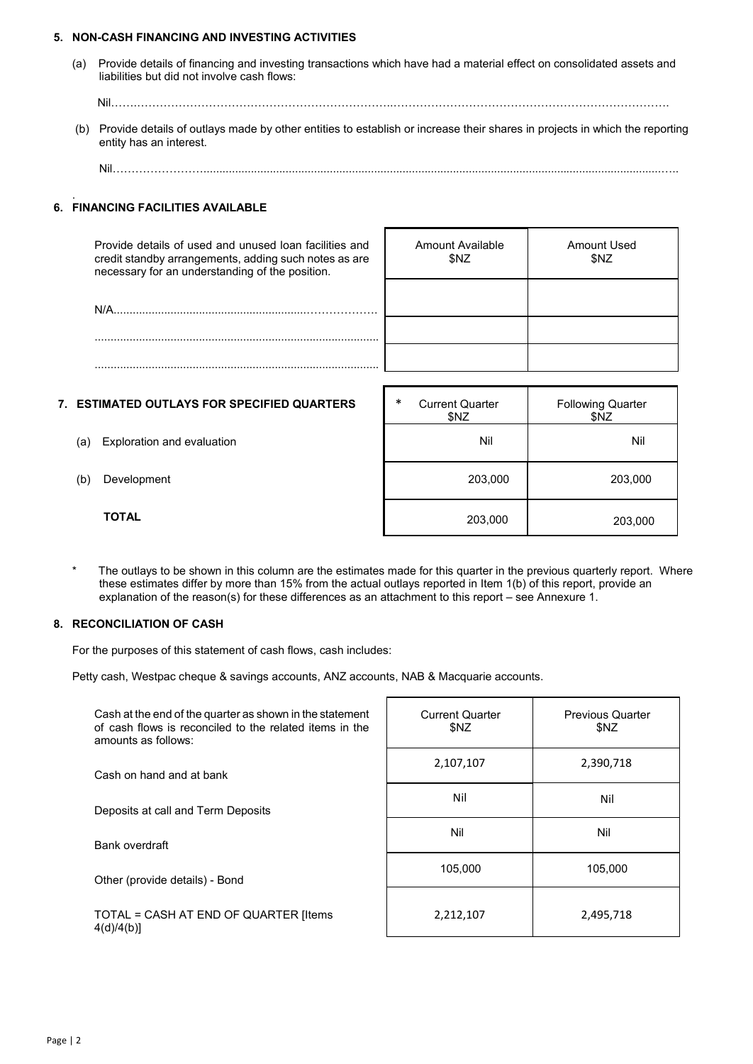## 5. NON-CASH FINANCING AND INVESTING ACTIVITIES

(a) Provide details of financing and investing transactions which have had a material effect on consolidated assets and liabilities but did not involve cash flows:

Nil………………………………………………………………………………………………………………………………………….

(b) Provide details of outlays made by other entities to establish or increase their shares in projects in which the reporting entity has an interest.

Nil………………………………………………………………………………………………………………………………………….

## 6. FINANCING FACILITIES AVAILABLE

| Provide details of used and unused loan facilities and credit standby arrangements, adding such notes as are necessary for an understanding of the position. | Amount Available $NZ | Amount Used $NZ |
|---|---|---|
| N/A…………………………………………………………………… | | |
| ……………………………………………………………………………… | | |
| ……………………………………………………………………………… | | |

## 7. ESTIMATED OUTLAYS FOR SPECIFIED QUARTERS

| | * Current Quarter $NZ | Following Quarter $NZ |
|---|---|---|
| (a) Exploration and evaluation | Nil | Nil |
| (b) Development | 203,000 | 203,000 |
| **TOTAL** | 203,000 | 203,000 |

\* The outlays to be shown in this column are the estimates made for this quarter in the previous quarterly report. Where these estimates differ by more than 15% from the actual outlays reported in Item 1(b) of this report, provide an explanation of the reason(s) for these differences as an attachment to this report – see Annexure 1.

## 8. RECONCILIATION OF CASH

For the purposes of this statement of cash flows, cash includes:

Petty cash, Westpac cheque & savings accounts, ANZ accounts, NAB & Macquarie accounts.

| Cash at the end of the quarter as shown in the statement of cash flows is reconciled to the related items in the amounts as follows: | Current Quarter $NZ | Previous Quarter $NZ |
|---|---|---|
| Cash on hand and at bank | 2,107,107 | 2,390,718 |
| Deposits at call and Term Deposits | Nil | Nil |
| Bank overdraft | Nil | Nil |
| Other (provide details) - Bond | 105,000 | 105,000 |
| TOTAL = CASH AT END OF QUARTER [Items 4(d)/4(b)] | 2,212,107 | 2,495,718 |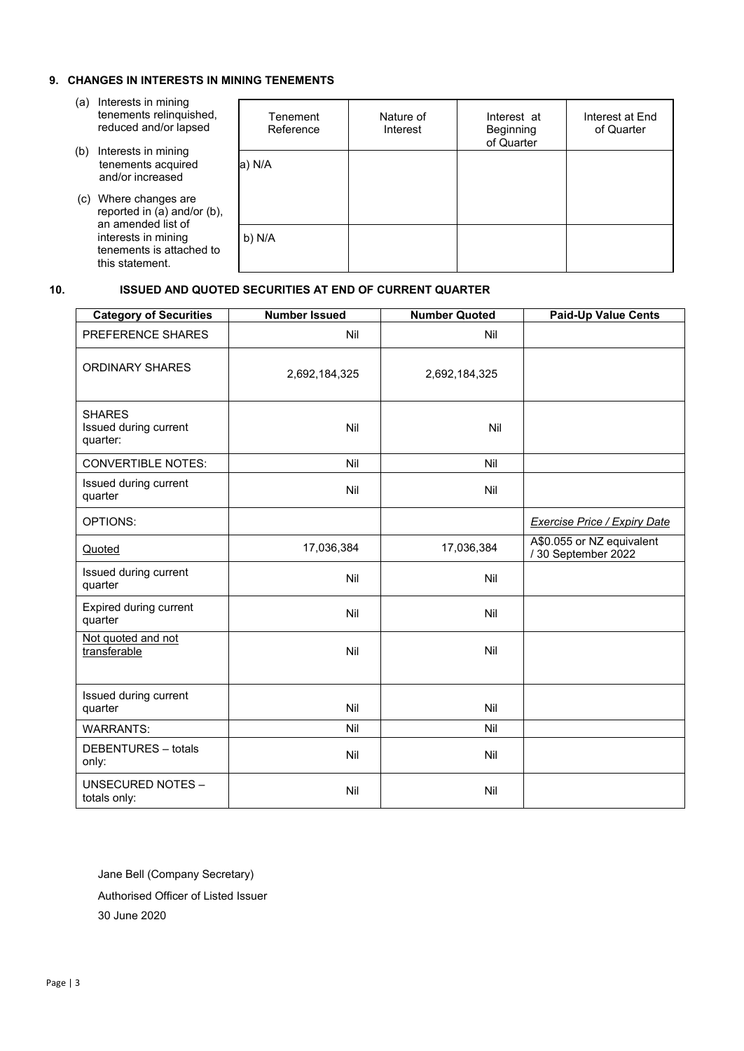## 9. CHANGES IN INTERESTS IN MINING TENEMENTS

(a) Interests in mining tenements relinquished, reduced and/or lapsed

(b) Interests in mining tenements acquired and/or increased

(c) Where changes are reported in (a) and/or (b), an amended list of interests in mining tenements is attached to this statement.

| Tenement Reference | Nature of Interest | Interest at Beginning of Quarter | Interest at End of Quarter |
|---|---|---|---|
| a) N/A | | | |
| b) N/A | | | |

## 10. ISSUED AND QUOTED SECURITIES AT END OF CURRENT QUARTER

| Category of Securities | Number Issued | Number Quoted | Paid-Up Value Cents |
|---|---|---|---|
| PREFERENCE SHARES | Nil | Nil | |
| ORDINARY SHARES | 2,692,184,325 | 2,692,184,325 | |
| SHARES Issued during current quarter: | Nil | Nil | |
| CONVERTIBLE NOTES: | Nil | Nil | |
| Issued during current quarter | Nil | Nil | |
| OPTIONS: | | | *Exercise Price / Expiry Date* |
| Quoted | 17,036,384 | 17,036,384 | A$0.055 or NZ equivalent / 30 September 2022 |
| Issued during current quarter | Nil | Nil | |
| Expired during current quarter | Nil | Nil | |
| Not quoted and not transferable | Nil | Nil | |
| Issued during current quarter | Nil | Nil | |
| WARRANTS: | Nil | Nil | |
| DEBENTURES – totals only: | Nil | Nil | |
| UNSECURED NOTES – totals only: | Nil | Nil | |

Jane Bell (Company Secretary)

Authorised Officer of Listed Issuer

30 June 2020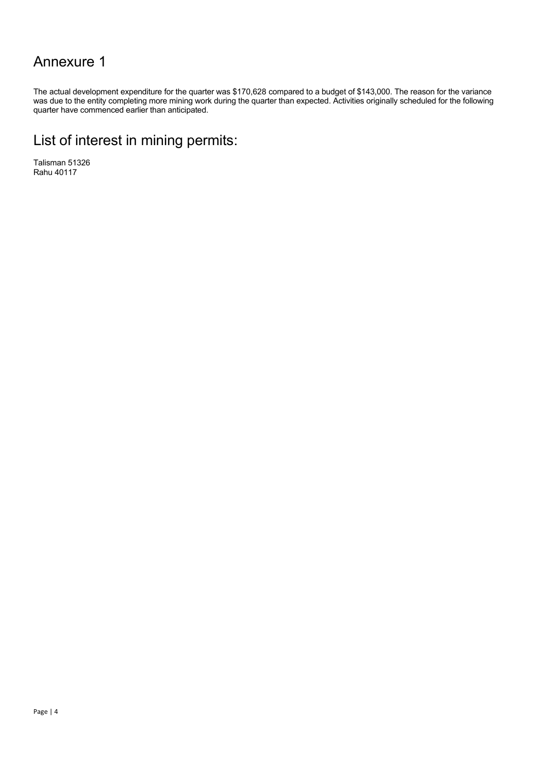# Annexure 1

The actual development expenditure for the quarter was $170,628 compared to a budget of $143,000. The reason for the variance was due to the entity completing more mining work during the quarter than expected. Activities originally scheduled for the following quarter have commenced earlier than anticipated.

# List of interest in mining permits:

Talisman 51326
Rahu 40117